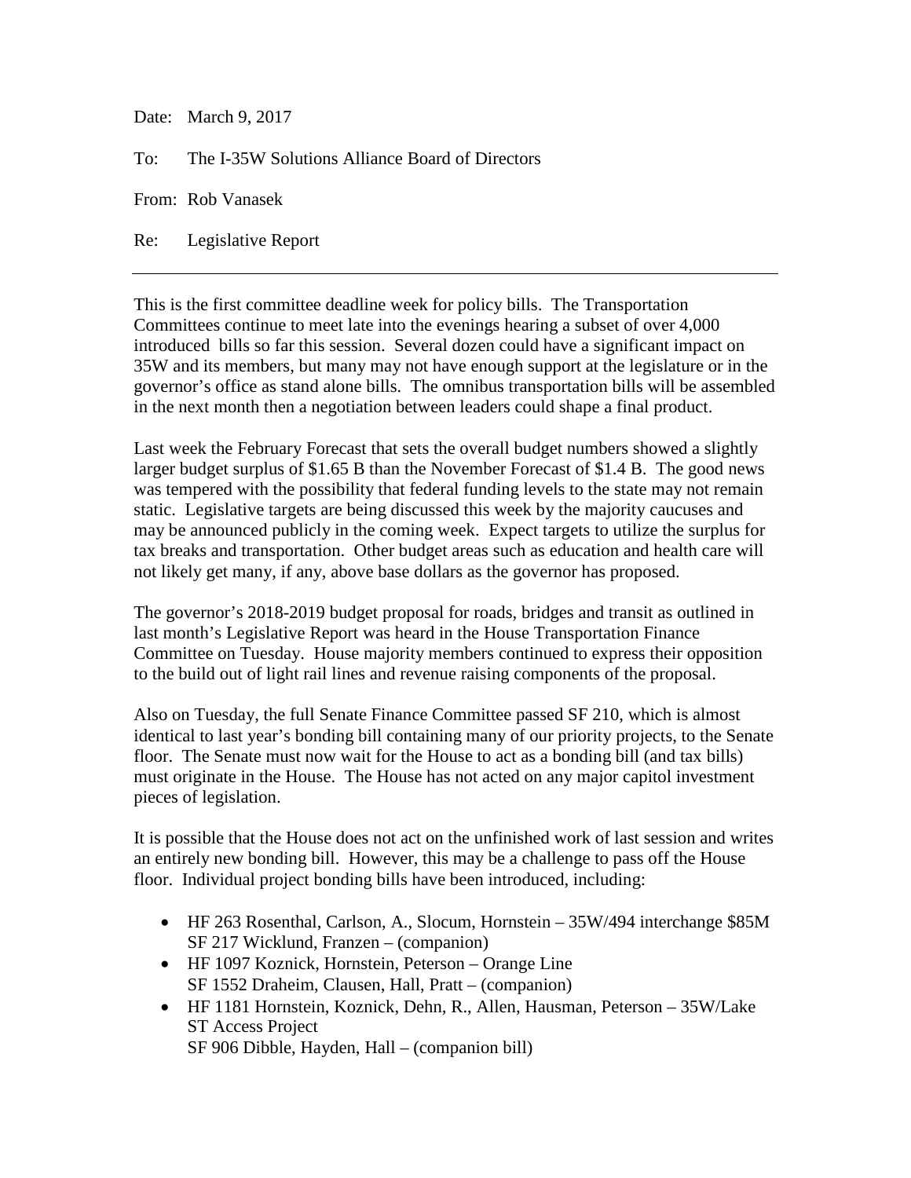Date: March 9, 2017

To: The I-35W Solutions Alliance Board of Directors

From: Rob Vanasek

Re: Legislative Report

---

This is the first committee deadline week for policy bills. The Transportation Committees continue to meet late into the evenings hearing a subset of over 4,000 introduced bills so far this session. Several dozen could have a significant impact on 35W and its members, but many may not have enough support at the legislature or in the governor's office as stand alone bills. The omnibus transportation bills will be assembled in the next month then a negotiation between leaders could shape a final product.

Last week the February Forecast that sets the overall budget numbers showed a slightly larger budget surplus of $1.65 B than the November Forecast of $1.4 B. The good news was tempered with the possibility that federal funding levels to the state may not remain static. Legislative targets are being discussed this week by the majority caucuses and may be announced publicly in the coming week. Expect targets to utilize the surplus for tax breaks and transportation. Other budget areas such as education and health care will not likely get many, if any, above base dollars as the governor has proposed.

The governor's 2018-2019 budget proposal for roads, bridges and transit as outlined in last month's Legislative Report was heard in the House Transportation Finance Committee on Tuesday. House majority members continued to express their opposition to the build out of light rail lines and revenue raising components of the proposal.

Also on Tuesday, the full Senate Finance Committee passed SF 210, which is almost identical to last year's bonding bill containing many of our priority projects, to the Senate floor. The Senate must now wait for the House to act as a bonding bill (and tax bills) must originate in the House. The House has not acted on any major capitol investment pieces of legislation.

It is possible that the House does not act on the unfinished work of last session and writes an entirely new bonding bill. However, this may be a challenge to pass off the House floor. Individual project bonding bills have been introduced, including:

- HF 263 Rosenthal, Carlson, A., Slocum, Hornstein – 35W/494 interchange $85M
  SF 217 Wicklund, Franzen – (companion)
- HF 1097 Koznick, Hornstein, Peterson – Orange Line
  SF 1552 Draheim, Clausen, Hall, Pratt – (companion)
- HF 1181 Hornstein, Koznick, Dehn, R., Allen, Hausman, Peterson – 35W/Lake ST Access Project
  SF 906 Dibble, Hayden, Hall – (companion bill)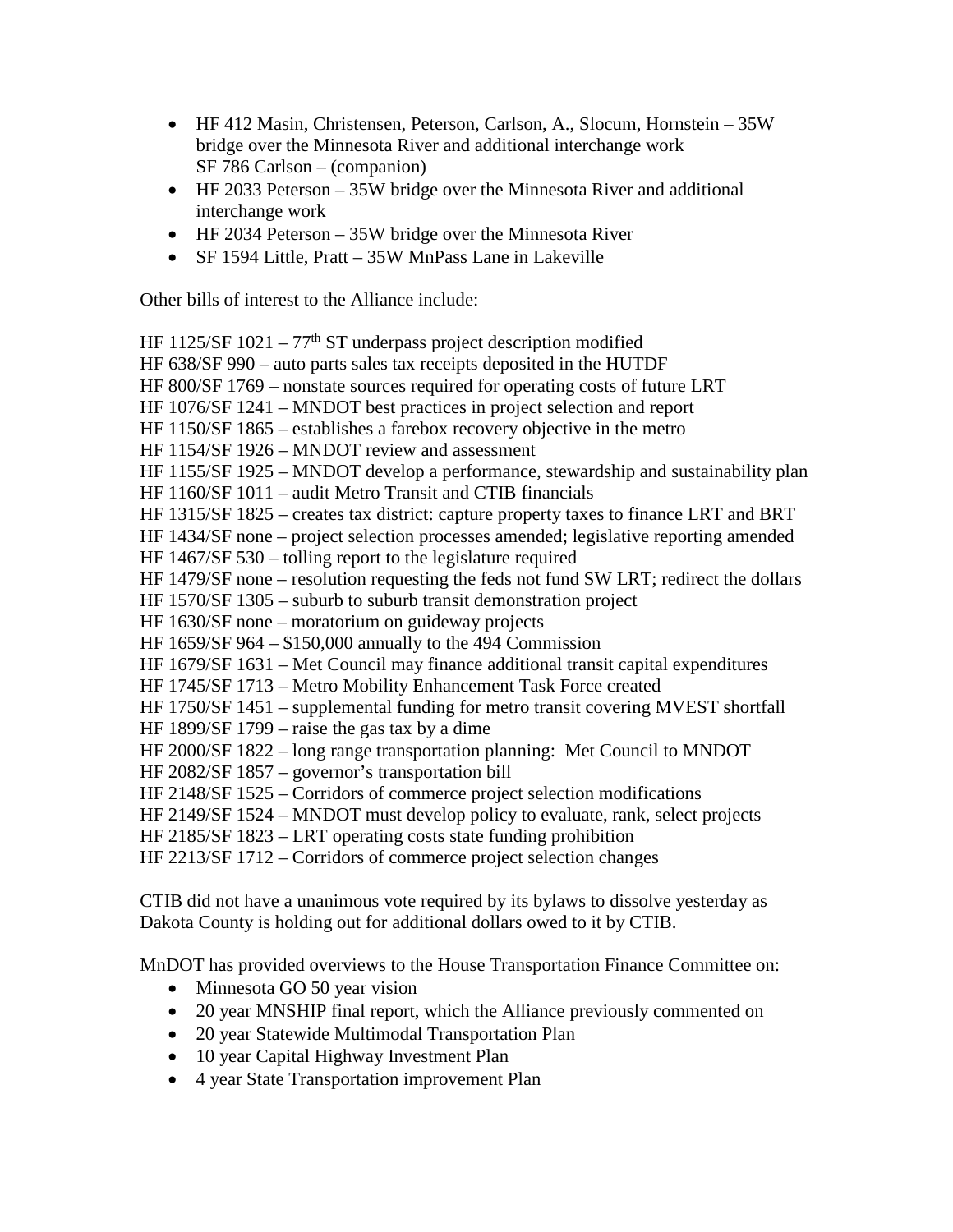- HF 412 Masin, Christensen, Peterson, Carlson, A., Slocum, Hornstein – 35W bridge over the Minnesota River and additional interchange work  
  SF 786 Carlson – (companion)
- HF 2033 Peterson – 35W bridge over the Minnesota River and additional interchange work
- HF 2034 Peterson – 35W bridge over the Minnesota River
- SF 1594 Little, Pratt – 35W MnPass Lane in Lakeville

Other bills of interest to the Alliance include:

HF 1125/SF 1021 – 77th ST underpass project description modified  
HF 638/SF 990 – auto parts sales tax receipts deposited in the HUTDF  
HF 800/SF 1769 – nonstate sources required for operating costs of future LRT  
HF 1076/SF 1241 – MNDOT best practices in project selection and report  
HF 1150/SF 1865 – establishes a farebox recovery objective in the metro  
HF 1154/SF 1926 – MNDOT review and assessment  
HF 1155/SF 1925 – MNDOT develop a performance, stewardship and sustainability plan  
HF 1160/SF 1011 – audit Metro Transit and CTIB financials  
HF 1315/SF 1825 – creates tax district: capture property taxes to finance LRT and BRT  
HF 1434/SF none – project selection processes amended; legislative reporting amended  
HF 1467/SF 530 – tolling report to the legislature required  
HF 1479/SF none – resolution requesting the feds not fund SW LRT; redirect the dollars  
HF 1570/SF 1305 – suburb to suburb transit demonstration project  
HF 1630/SF none – moratorium on guideway projects  
HF 1659/SF 964 – $150,000 annually to the 494 Commission  
HF 1679/SF 1631 – Met Council may finance additional transit capital expenditures  
HF 1745/SF 1713 – Metro Mobility Enhancement Task Force created  
HF 1750/SF 1451 – supplemental funding for metro transit covering MVEST shortfall  
HF 1899/SF 1799 – raise the gas tax by a dime  
HF 2000/SF 1822 – long range transportation planning: Met Council to MNDOT  
HF 2082/SF 1857 – governor's transportation bill  
HF 2148/SF 1525 – Corridors of commerce project selection modifications  
HF 2149/SF 1524 – MNDOT must develop policy to evaluate, rank, select projects  
HF 2185/SF 1823 – LRT operating costs state funding prohibition  
HF 2213/SF 1712 – Corridors of commerce project selection changes

CTIB did not have a unanimous vote required by its bylaws to dissolve yesterday as Dakota County is holding out for additional dollars owed to it by CTIB.

MnDOT has provided overviews to the House Transportation Finance Committee on:

- Minnesota GO 50 year vision
- 20 year MNSHIP final report, which the Alliance previously commented on
- 20 year Statewide Multimodal Transportation Plan
- 10 year Capital Highway Investment Plan
- 4 year State Transportation improvement Plan